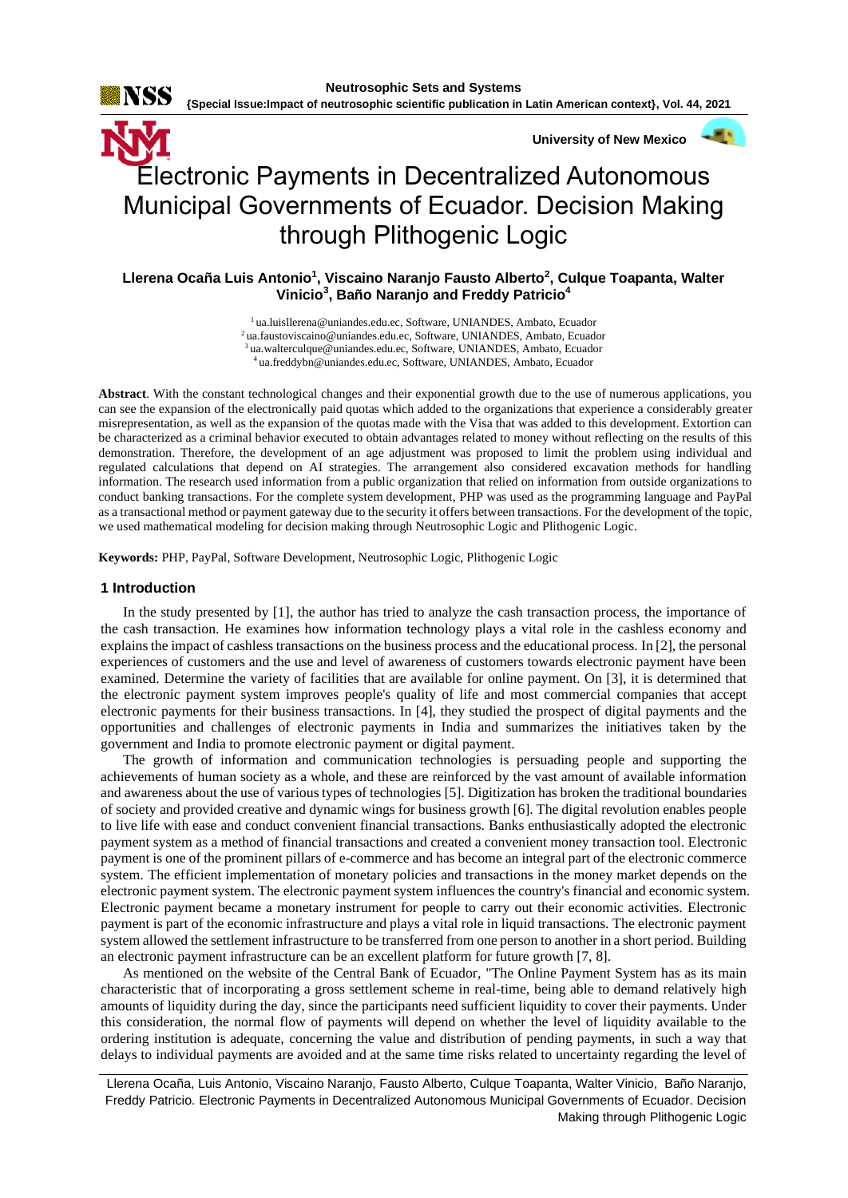# Electronic Payments in Decentralized Autonomous Municipal Governments of Ecuador. Decision Making through Plithogenic Logic

**Llerena Ocaña Luis Antonio[1], Viscaino Naranjo Fausto Alberto[2], Culque Toapanta, Walter Vinicio[3], Baño Naranjo and Freddy Patricio[4]**

[1] ua.luisllerena@uniandes.edu.ec, Software, UNIANDES, Ambato, Ecuador
[2] ua.faustoviscaino@uniandes.edu.ec, Software, UNIANDES, Ambato, Ecuador
[3] ua.walterculque@uniandes.edu.ec, Software, UNIANDES, Ambato, Ecuador
[4] ua.freddybn@uniandes.edu.ec, Software, UNIANDES, Ambato, Ecuador

**Abstract**. With the constant technological changes and their exponential growth due to the use of numerous applications, you can see the expansion of the electronically paid quotas which added to the organizations that experience a considerably greater misrepresentation, as well as the expansion of the quotas made with the Visa that was added to this development. Extortion can be characterized as a criminal behavior executed to obtain advantages related to money without reflecting on the results of this demonstration. Therefore, the development of an age adjustment was proposed to limit the problem using individual and regulated calculations that depend on AI strategies. The arrangement also considered excavation methods for handling information. The research used information from a public organization that relied on information from outside organizations to conduct banking transactions. For the complete system development, PHP was used as the programming language and PayPal as a transactional method or payment gateway due to the security it offers between transactions. For the development of the topic, we used mathematical modeling for decision making through Neutrosophic Logic and Plithogenic Logic.

**Keywords:** PHP, PayPal, Software Development, Neutrosophic Logic, Plithogenic Logic

## 1 Introduction

In the study presented by [1], the author has tried to analyze the cash transaction process, the importance of the cash transaction. He examines how information technology plays a vital role in the cashless economy and explains the impact of cashless transactions on the business process and the educational process. In [2], the personal experiences of customers and the use and level of awareness of customers towards electronic payment have been examined. Determine the variety of facilities that are available for online payment. On [3], it is determined that the electronic payment system improves people's quality of life and most commercial companies that accept electronic payments for their business transactions. In [4], they studied the prospect of digital payments and the opportunities and challenges of electronic payments in India and summarizes the initiatives taken by the government and India to promote electronic payment or digital payment.

The growth of information and communication technologies is persuading people and supporting the achievements of human society as a whole, and these are reinforced by the vast amount of available information and awareness about the use of various types of technologies [5]. Digitization has broken the traditional boundaries of society and provided creative and dynamic wings for business growth [6]. The digital revolution enables people to live life with ease and conduct convenient financial transactions. Banks enthusiastically adopted the electronic payment system as a method of financial transactions and created a convenient money transaction tool. Electronic payment is one of the prominent pillars of e-commerce and has become an integral part of the electronic commerce system. The efficient implementation of monetary policies and transactions in the money market depends on the electronic payment system. The electronic payment system influences the country's financial and economic system. Electronic payment became a monetary instrument for people to carry out their economic activities. Electronic payment is part of the economic infrastructure and plays a vital role in liquid transactions. The electronic payment system allowed the settlement infrastructure to be transferred from one person to another in a short period. Building an electronic payment infrastructure can be an excellent platform for future growth [7, 8].

As mentioned on the website of the Central Bank of Ecuador, "The Online Payment System has as its main characteristic that of incorporating a gross settlement scheme in real-time, being able to demand relatively high amounts of liquidity during the day, since the participants need sufficient liquidity to cover their payments. Under this consideration, the normal flow of payments will depend on whether the level of liquidity available to the ordering institution is adequate, concerning the value and distribution of pending payments, in such a way that delays to individual payments are avoided and at the same time risks related to uncertainty regarding the level of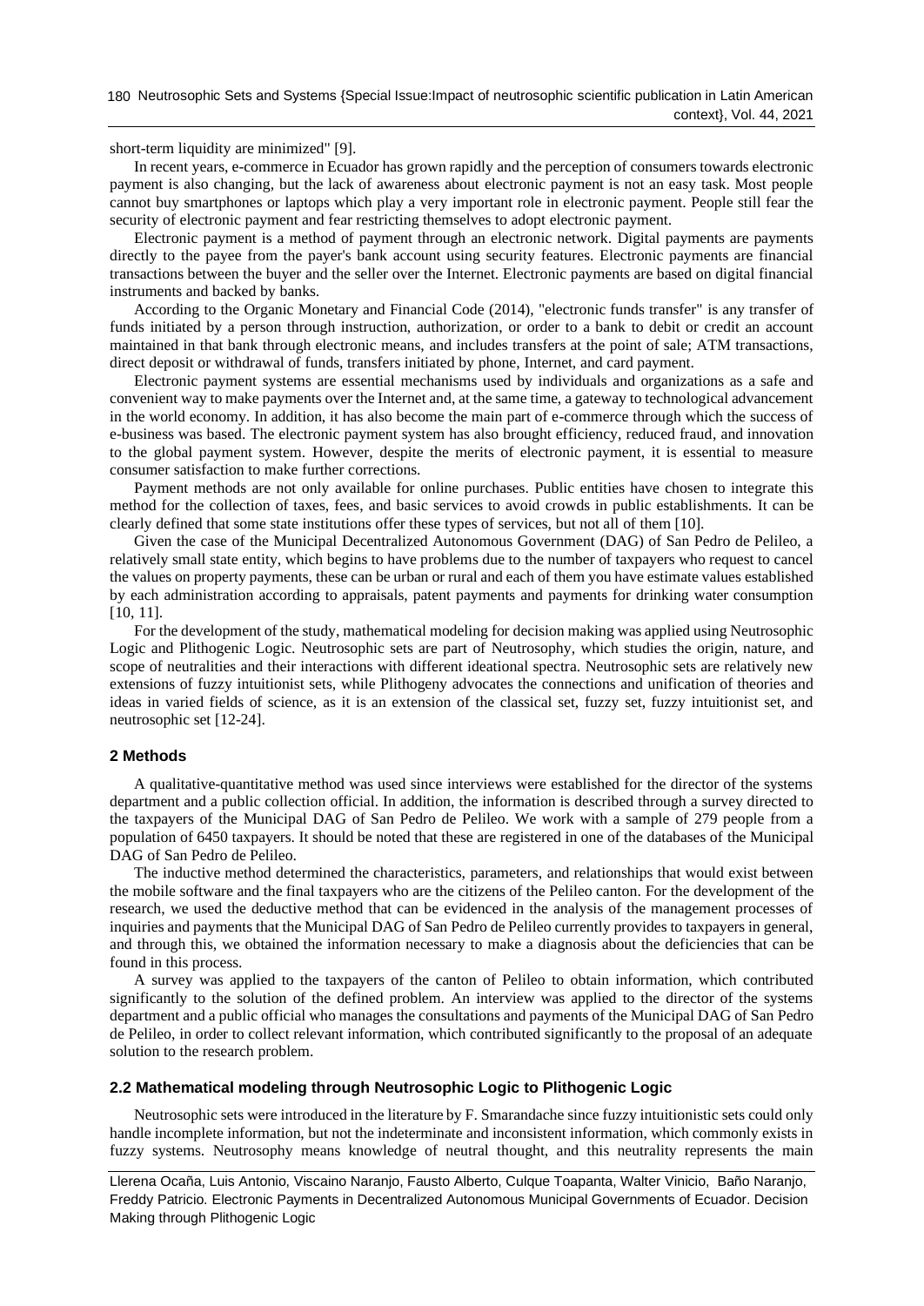short-term liquidity are minimized" [9].

In recent years, e-commerce in Ecuador has grown rapidly and the perception of consumers towards electronic payment is also changing, but the lack of awareness about electronic payment is not an easy task. Most people cannot buy smartphones or laptops which play a very important role in electronic payment. People still fear the security of electronic payment and fear restricting themselves to adopt electronic payment.

Electronic payment is a method of payment through an electronic network. Digital payments are payments directly to the payee from the payer's bank account using security features. Electronic payments are financial transactions between the buyer and the seller over the Internet. Electronic payments are based on digital financial instruments and backed by banks.

According to the Organic Monetary and Financial Code (2014), "electronic funds transfer" is any transfer of funds initiated by a person through instruction, authorization, or order to a bank to debit or credit an account maintained in that bank through electronic means, and includes transfers at the point of sale; ATM transactions, direct deposit or withdrawal of funds, transfers initiated by phone, Internet, and card payment.

Electronic payment systems are essential mechanisms used by individuals and organizations as a safe and convenient way to make payments over the Internet and, at the same time, a gateway to technological advancement in the world economy. In addition, it has also become the main part of e-commerce through which the success of e-business was based. The electronic payment system has also brought efficiency, reduced fraud, and innovation to the global payment system. However, despite the merits of electronic payment, it is essential to measure consumer satisfaction to make further corrections.

Payment methods are not only available for online purchases. Public entities have chosen to integrate this method for the collection of taxes, fees, and basic services to avoid crowds in public establishments. It can be clearly defined that some state institutions offer these types of services, but not all of them [10].

Given the case of the Municipal Decentralized Autonomous Government (DAG) of San Pedro de Pelileo, a relatively small state entity, which begins to have problems due to the number of taxpayers who request to cancel the values on property payments, these can be urban or rural and each of them you have estimate values established by each administration according to appraisals, patent payments and payments for drinking water consumption [10, 11].

For the development of the study, mathematical modeling for decision making was applied using Neutrosophic Logic and Plithogenic Logic. Neutrosophic sets are part of Neutrosophy, which studies the origin, nature, and scope of neutralities and their interactions with different ideational spectra. Neutrosophic sets are relatively new extensions of fuzzy intuitionist sets, while Plithogeny advocates the connections and unification of theories and ideas in varied fields of science, as it is an extension of the classical set, fuzzy set, fuzzy intuitionist set, and neutrosophic set [12-24].

## 2 Methods

A qualitative-quantitative method was used since interviews were established for the director of the systems department and a public collection official. In addition, the information is described through a survey directed to the taxpayers of the Municipal DAG of San Pedro de Pelileo. We work with a sample of 279 people from a population of 6450 taxpayers. It should be noted that these are registered in one of the databases of the Municipal DAG of San Pedro de Pelileo.

The inductive method determined the characteristics, parameters, and relationships that would exist between the mobile software and the final taxpayers who are the citizens of the Pelileo canton. For the development of the research, we used the deductive method that can be evidenced in the analysis of the management processes of inquiries and payments that the Municipal DAG of San Pedro de Pelileo currently provides to taxpayers in general, and through this, we obtained the information necessary to make a diagnosis about the deficiencies that can be found in this process.

A survey was applied to the taxpayers of the canton of Pelileo to obtain information, which contributed significantly to the solution of the defined problem. An interview was applied to the director of the systems department and a public official who manages the consultations and payments of the Municipal DAG of San Pedro de Pelileo, in order to collect relevant information, which contributed significantly to the proposal of an adequate solution to the research problem.

### 2.2 Mathematical modeling through Neutrosophic Logic to Plithogenic Logic

Neutrosophic sets were introduced in the literature by F. Smarandache since fuzzy intuitionistic sets could only handle incomplete information, but not the indeterminate and inconsistent information, which commonly exists in fuzzy systems. Neutrosophy means knowledge of neutral thought, and this neutrality represents the main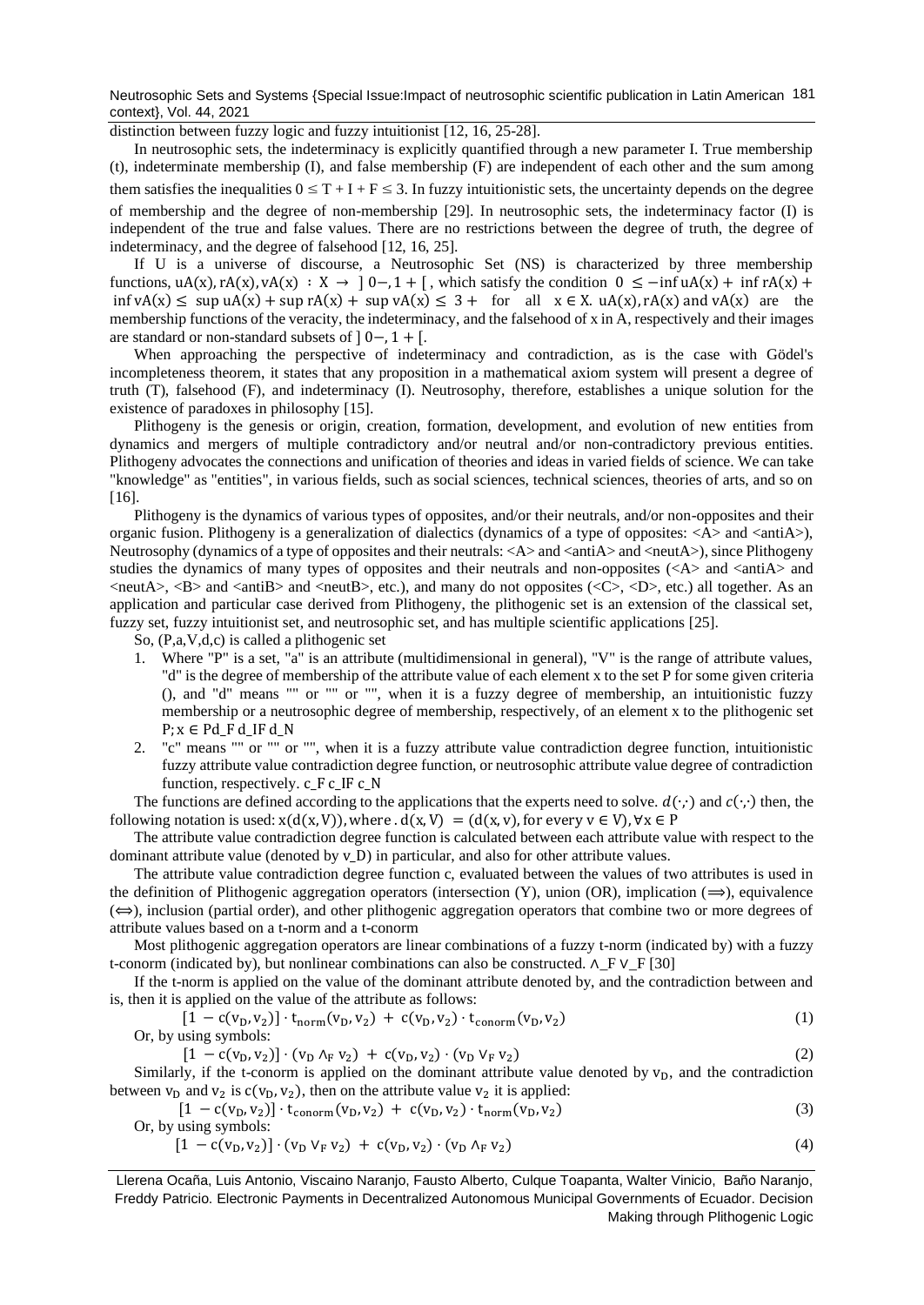distinction between fuzzy logic and fuzzy intuitionist [12, 16, 25-28].

In neutrosophic sets, the indeterminacy is explicitly quantified through a new parameter I. True membership (t), indeterminate membership (I), and false membership (F) are independent of each other and the sum among them satisfies the inequalities $0 \leq T + I + F \leq 3$. In fuzzy intuitionistic sets, the uncertainty depends on the degree of membership and the degree of non-membership [29]. In neutrosophic sets, the indeterminacy factor (I) is independent of the true and false values. There are no restrictions between the degree of truth, the degree of indeterminacy, and the degree of falsehood [12, 16, 25].

If U is a universe of discourse, a Neutrosophic Set (NS) is characterized by three membership functions, $uA(x), rA(x), vA(x) : X \rightarrow ]0-, 1+[$, which satisfy the condition $0 \leq -\inf uA(x) + \inf rA(x) + \inf vA(x) \leq \sup uA(x) + \sup rA(x) + \sup vA(x) \leq 3+$ for all $x \in X$. $uA(x), rA(x)$ and $vA(x)$ are the membership functions of the veracity, the indeterminacy, and the falsehood of x in A, respectively and their images are standard or non-standard subsets of $]0-, 1+[$.

When approaching the perspective of indeterminacy and contradiction, as is the case with Gödel's incompleteness theorem, it states that any proposition in a mathematical axiom system will present a degree of truth (T), falsehood (F), and indeterminacy (I). Neutrosophy, therefore, establishes a unique solution for the existence of paradoxes in philosophy [15].

Plithogeny is the genesis or origin, creation, formation, development, and evolution of new entities from dynamics and mergers of multiple contradictory and/or neutral and/or non-contradictory previous entities. Plithogeny advocates the connections and unification of theories and ideas in varied fields of science. We can take "knowledge" as "entities", in various fields, such as social sciences, technical sciences, theories of arts, and so on [16].

Plithogeny is the dynamics of various types of opposites, and/or their neutrals, and/or non-opposites and their organic fusion. Plithogeny is a generalization of dialectics (dynamics of a type of opposites: <A> and <antiA>), Neutrosophy (dynamics of a type of opposites and their neutrals: <A> and <antiA> and <neutA>), since Plithogeny studies the dynamics of many types of opposites and their neutrals and non-opposites (<A> and <antiA> and <neutA>, <B> and <antiB> and <neutB>, etc.), and many do not opposites (<C>, <D>, etc.) all together. As an application and particular case derived from Plithogeny, the plithogenic set is an extension of the classical set, fuzzy set, fuzzy intuitionist set, and neutrosophic set, and has multiple scientific applications [25].

So, (P,a,V,d,c) is called a plithogenic set

1. Where "P" is a set, "a" is an attribute (multidimensional in general), "V" is the range of attribute values, "d" is the degree of membership of the attribute value of each element x to the set P for some given criteria (), and "d" means "" or "" or "", when it is a fuzzy degree of membership, an intuitionistic fuzzy membership or a neutrosophic degree of membership, respectively, of an element x to the plithogenic set P; $x \in$ Pd_F d_IF d_N
2. "c" means "" or "" or "", when it is a fuzzy attribute value contradiction degree function, intuitionistic fuzzy attribute value contradiction degree function, or neutrosophic attribute value degree of contradiction function, respectively. c_F c_IF c_N

The functions are defined according to the applications that the experts need to solve. $d(\cdot,\cdot)$ and $c(\cdot,\cdot)$ then, the following notation is used: $x(d(x, V))$, where . $d(x, V) = (d(x, v)$, for every $v \in V)$, $\forall x \in P$

The attribute value contradiction degree function is calculated between each attribute value with respect to the dominant attribute value (denoted by v_D) in particular, and also for other attribute values.

The attribute value contradiction degree function c, evaluated between the values of two attributes is used in the definition of Plithogenic aggregation operators (intersection (Y), union (OR), implication ($\Longrightarrow$), equivalence ($\Leftrightarrow$), inclusion (partial order), and other plithogenic aggregation operators that combine two or more degrees of attribute values based on a t-norm and a t-conorm

Most plithogenic aggregation operators are linear combinations of a fuzzy t-norm (indicated by) with a fuzzy t-conorm (indicated by), but nonlinear combinations can also be constructed. $\wedge$_F $\vee$_F [30]

If the t-norm is applied on the value of the dominant attribute denoted by, and the contradiction between and is, then it is applied on the value of the attribute as follows:

$$[1 - c(v_D, v_2)] \cdot t_{norm}(v_D, v_2) + c(v_D, v_2) \cdot t_{conorm}(v_D, v_2) \tag{1}$$

Or, by using symbols:

$$[1 - c(v_D, v_2)] \cdot (v_D \wedge_F v_2) + c(v_D, v_2) \cdot (v_D \vee_F v_2) \tag{2}$$

Similarly, if the t-conorm is applied on the dominant attribute value denoted by $v_D$, and the contradiction between $v_D$ and $v_2$ is $c(v_D, v_2)$, then on the attribute value $v_2$ it is applied:

$$[1 - c(v_D, v_2)] \cdot t_{conorm}(v_D, v_2) + c(v_D, v_2) \cdot t_{norm}(v_D, v_2) \tag{3}$$

Or, by using symbols:

$$[1 - c(v_D, v_2)] \cdot (v_D \vee_F v_2) + c(v_D, v_2) \cdot (v_D \wedge_F v_2) \tag{4}$$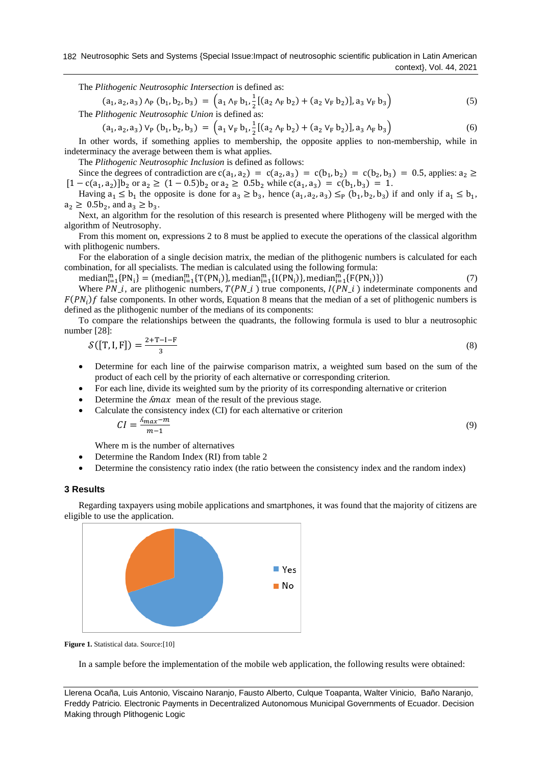The *Plithogenic Neutrosophic Intersection* is defined as:

$$(a_1, a_2, a_3) \wedge_P (b_1, b_2, b_3) = \left(a_1 \wedge_F b_1, \frac{1}{2}[(a_2 \wedge_F b_2) + (a_2 \vee_F b_2)], a_3 \vee_F b_3\right) \quad (5)$$

The *Plithogenic Neutrosophic Union* is defined as:

$$(a_1, a_2, a_3) \vee_P (b_1, b_2, b_3) = \left(a_1 \vee_F b_1, \frac{1}{2}[(a_2 \wedge_F b_2) + (a_2 \vee_F b_2)], a_3 \wedge_F b_3\right) \quad (6)$$

In other words, if something applies to membership, the opposite applies to non-membership, while in indeterminacy the average between them is what applies.

The *Plithogenic Neutrosophic Inclusion* is defined as follows:

Since the degrees of contradiction are $c(a_1, a_2) = c(a_2, a_3) = c(b_1, b_2) = c(b_2, b_3) = 0.5$, applies: $a_2 \geq [1 - c(a_1, a_2)]b_2$ or $a_2 \geq (1 - 0.5)b_2$ or $a_2 \geq 0.5b_2$ while $c(a_1, a_3) = c(b_1, b_3) = 1$.

Having $a_1 \leq b_1$ the opposite is done for $a_3 \geq b_3$, hence $(a_1, a_2, a_3) \leq_P (b_1, b_2, b_3)$ if and only if $a_1 \leq b_1$, $a_2 \geq 0.5b_2$, and $a_3 \geq b_3$.

Next, an algorithm for the resolution of this research is presented where Plithogeny will be merged with the algorithm of Neutrosophy.

From this moment on, expressions 2 to 8 must be applied to execute the operations of the classical algorithm with plithogenic numbers.

For the elaboration of a single decision matrix, the median of the plithogenic numbers is calculated for each combination, for all specialists. The median is calculated using the following formula:

$$\text{median}_{i=1}^{m}\{PN_i\} = (\text{median}_{i=1}^{m}\{T(PN_i)\}, \text{median}_{i=1}^{m}\{I(PN_i)\}, \text{median}_{i=1}^{m}\{F(PN_i)\}) \quad (7)$$

Where $PN\_i$, are plithogenic numbers, $T(PN\_i)$ true components, $I(PN\_i)$ indeterminate components and $F(PN_i)f$ false components. In other words, Equation 8 means that the median of a set of plithogenic numbers is defined as the plithogenic number of the medians of its components:

To compare the relationships between the quadrants, the following formula is used to blur a neutrosophic number [28]:

$$\mathcal{S}([T, I, F]) = \frac{2 + T - I - F}{3} \quad (8)$$

- Determine for each line of the pairwise comparison matrix, a weighted sum based on the sum of the product of each cell by the priority of each alternative or corresponding criterion.
- For each line, divide its weighted sum by the priority of its corresponding alternative or criterion
- Determine the $\lambda max$ mean of the result of the previous stage.
- Calculate the consistency index (CI) for each alternative or criterion

  $$CI = \frac{\lambda_{max} - m}{m - 1} \quad (9)$$

  Where m is the number of alternatives
- Determine the Random Index (RI) from table 2
- Determine the consistency ratio index (the ratio between the consistency index and the random index)

## 3 Results

Regarding taxpayers using mobile applications and smartphones, it was found that the majority of citizens are eligible to use the application.

**Figure 1.** Statistical data. Source:[10]

In a sample before the implementation of the mobile web application, the following results were obtained: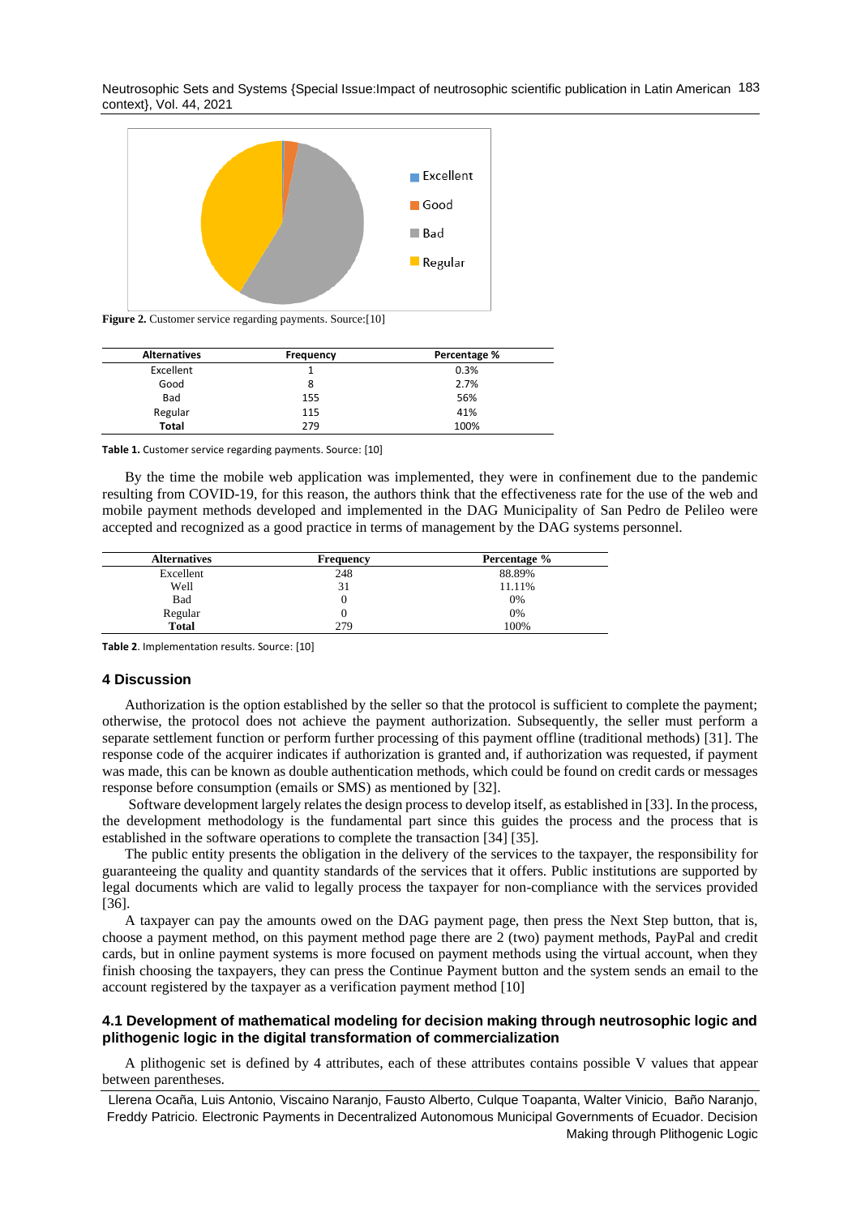Figure 2. Customer service regarding payments. Source:[10]

| Alternatives | Frequency | Percentage % |
|---|---|---|
| Excellent | 1 | 0.3% |
| Good | 8 | 2.7% |
| Bad | 155 | 56% |
| Regular | 115 | 41% |
| **Total** | 279 | 100% |

**Table 1.** Customer service regarding payments. Source: [10]

By the time the mobile web application was implemented, they were in confinement due to the pandemic resulting from COVID-19, for this reason, the authors think that the effectiveness rate for the use of the web and mobile payment methods developed and implemented in the DAG Municipality of San Pedro de Pelileo were accepted and recognized as a good practice in terms of management by the DAG systems personnel.

| Alternatives | Frequency | Percentage % |
|---|---|---|
| Excellent | 248 | 88.89% |
| Well | 31 | 11.11% |
| Bad | 0 | 0% |
| Regular | 0 | 0% |
| **Total** | 279 | 100% |

**Table 2**. Implementation results. Source: [10]

## 4 Discussion

Authorization is the option established by the seller so that the protocol is sufficient to complete the payment; otherwise, the protocol does not achieve the payment authorization. Subsequently, the seller must perform a separate settlement function or perform further processing of this payment offline (traditional methods) [31]. The response code of the acquirer indicates if authorization is granted and, if authorization was requested, if payment was made, this can be known as double authentication methods, which could be found on credit cards or messages response before consumption (emails or SMS) as mentioned by [32].

Software development largely relates the design process to develop itself, as established in [33]. In the process, the development methodology is the fundamental part since this guides the process and the process that is established in the software operations to complete the transaction [34] [35].

The public entity presents the obligation in the delivery of the services to the taxpayer, the responsibility for guaranteeing the quality and quantity standards of the services that it offers. Public institutions are supported by legal documents which are valid to legally process the taxpayer for non-compliance with the services provided [36].

A taxpayer can pay the amounts owed on the DAG payment page, then press the Next Step button, that is, choose a payment method, on this payment method page there are 2 (two) payment methods, PayPal and credit cards, but in online payment systems is more focused on payment methods using the virtual account, when they finish choosing the taxpayers, they can press the Continue Payment button and the system sends an email to the account registered by the taxpayer as a verification payment method [10]

### 4.1 Development of mathematical modeling for decision making through neutrosophic logic and plithogenic logic in the digital transformation of commercialization

A plithogenic set is defined by 4 attributes, each of these attributes contains possible V values that appear between parentheses.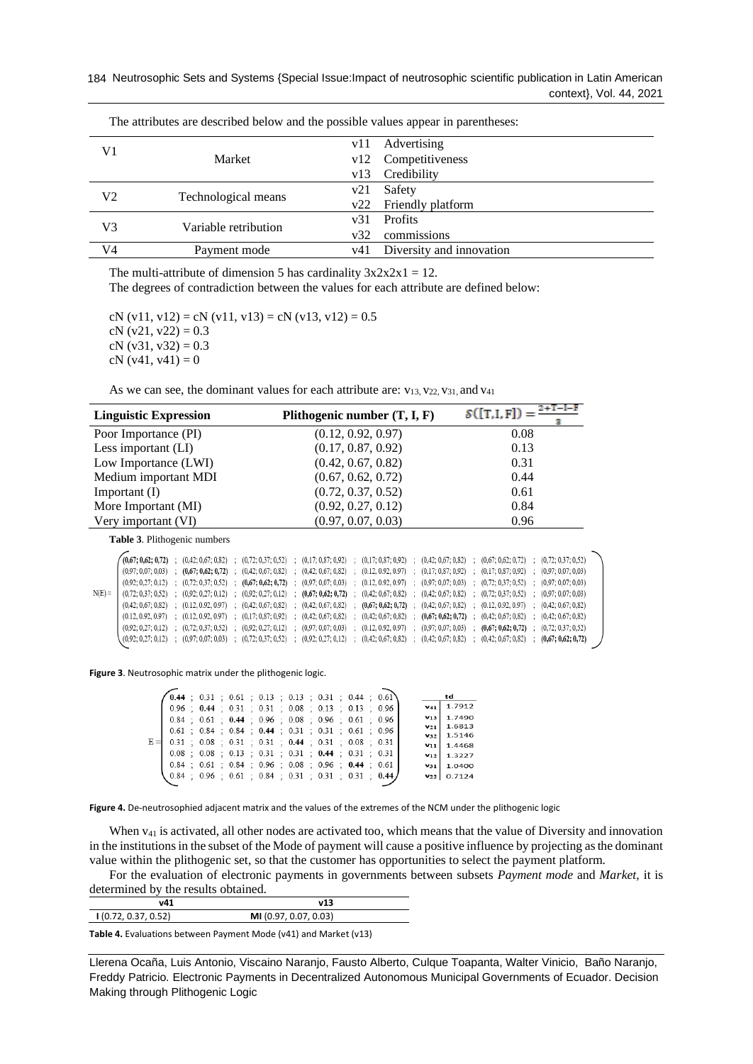The attributes are described below and the possible values appear in parentheses:

| | | | |
|---|---|---|---|
| V1 | Market | v11 | Advertising |
| | | v12 | Competitiveness |
| | | v13 | Credibility |
| V2 | Technological means | v21 | Safety |
| | | v22 | Friendly platform |
| V3 | Variable retribution | v31 | Profits |
| | | v32 | commissions |
| V4 | Payment mode | v41 | Diversity and innovation |

The multi-attribute of dimension 5 has cardinality 3x2x2x1 = 12.

The degrees of contradiction between the values for each attribute are defined below:

cN (v11, v12) = cN (v11, v13) = cN (v13, v12) = 0.5
cN (v21, v22) = 0.3
cN (v31, v32) = 0.3
cN (v41, v41) = 0

As we can see, the dominant values for each attribute are: $v_{13}$, $v_{22}$, $v_{31}$, and $v_{41}$

| Linguistic Expression | Plithogenic number (T, I, F) | $S([T,I,F]) = \frac{2+T-I-F}{3}$ |
|---|---|---|
| Poor Importance (PI) | (0.12, 0.92, 0.97) | 0.08 |
| Less important (LI) | (0.17, 0.87, 0.92) | 0.13 |
| Low Importance (LWI) | (0.42, 0.67, 0.82) | 0.31 |
| Medium important MDI | (0.67, 0.62, 0.72) | 0.44 |
| Important (I) | (0.72, 0.37, 0.52) | 0.61 |
| More Important (MI) | (0.92, 0.27, 0.12) | 0.84 |
| Very important (VI) | (0.97, 0.07, 0.03) | 0.96 |

**Table 3**. Plithogenic numbers

$$N(E)=\begin{pmatrix}
\mathbf{(0.67;0.62;0.72)} & (0.42;0.67;0.82) & (0.72;0.37;0.52) & (0.17;0.87;0.92) & (0.17;0.87;0.92) & (0.42;0.67;0.82) & (0.67;0.62;0.72) & (0.72;0.37;0.52)\\
(0.97;0.07;0.03) & \mathbf{(0.67;0.62;0.72)} & (0.42;0.67;0.82) & (0.42;0.67;0.82) & (0.12,0.92,0.97) & (0.17;0.87;0.92) & (0.17;0.87;0.92) & (0.97;0.07;0.03)\\
(0.92;0.27;0.12) & (0.72;0.37;0.52) & \mathbf{(0.67;0.62;0.72)} & (0.97;0.07;0.03) & (0.12,0.92,0.97) & (0.97;0.07;0.03) & (0.72;0.37;0.52) & (0.97;0.07;0.03)\\
(0.72;0.37;0.52) & (0.92;0.27;0.12) & (0.92;0.27;0.12) & \mathbf{(0.67;0.62;0.72)} & (0.42;0.67;0.82) & (0.42;0.67;0.82) & (0.72;0.37;0.52) & (0.97;0.07;0.03)\\
(0.42;0.67;0.82) & (0.12,0.92,0.97) & (0.42;0.67;0.82) & (0.42;0.67;0.82) & \mathbf{(0.67;0.62;0.72)} & (0.42;0.67;0.82) & (0.12,0.92,0.97) & (0.42;0.67;0.82)\\
(0.12,0.92,0.97) & (0.12,0.92,0.97) & (0.17;0.87;0.92) & (0.42;0.67;0.82) & (0.42;0.67;0.82) & \mathbf{(0.67;0.62;0.72)} & (0.42;0.67;0.82) & (0.42;0.67;0.82)\\
(0.92;0.27;0.12) & (0.72;0.37;0.52) & (0.92;0.27;0.12) & (0.97;0.07;0.03) & (0.12,0.92,0.97) & (0.97;0.07;0.03) & \mathbf{(0.67;0.62;0.72)} & (0.72;0.37;0.52)\\
(0.92;0.27;0.12) & (0.97;0.07;0.03) & (0.72;0.37;0.52) & (0.92;0.27;0.12) & (0.42;0.67;0.82) & (0.42;0.67;0.82) & (0.42;0.67;0.82) & \mathbf{(0.67;0.62;0.72)}
\end{pmatrix}$$

**Figure 3**. Neutrosophic matrix under the plithogenic logic.

$$E=\begin{pmatrix}
\mathbf{0.44} & 0.31 & 0.61 & 0.13 & 0.13 & 0.31 & 0.44 & 0.61\\
0.96 & \mathbf{0.44} & 0.31 & 0.31 & 0.08 & 0.13 & 0.13 & 0.96\\
0.84 & 0.61 & \mathbf{0.44} & 0.96 & 0.08 & 0.96 & 0.61 & 0.96\\
0.61 & 0.84 & 0.84 & \mathbf{0.44} & 0.31 & 0.31 & 0.61 & 0.96\\
0.31 & 0.08 & 0.31 & 0.31 & \mathbf{0.44} & 0.31 & 0.08 & 0.31\\
0.08 & 0.08 & 0.13 & 0.31 & 0.31 & \mathbf{0.44} & 0.31 & 0.31\\
0.84 & 0.61 & 0.84 & 0.96 & 0.08 & 0.96 & \mathbf{0.44} & 0.61\\
0.84 & 0.96 & 0.61 & 0.84 & 0.31 & 0.31 & 0.31 & \mathbf{0.44}
\end{pmatrix}$$

| | td |
|---|---|
| $v_{41}$ | 1.7912 |
| $v_{13}$ | 1.7490 |
| $v_{21}$ | 1.6813 |
| $v_{32}$ | 1.5146 |
| $v_{11}$ | 1.4468 |
| $v_{12}$ | 1.3227 |
| $v_{31}$ | 1.0400 |
| $v_{22}$ | 0.7124 |

**Figure 4.** De-neutrosophied adjacent matrix and the values of the extremes of the NCM under the plithogenic logic

When $v_{41}$ is activated, all other nodes are activated too, which means that the value of Diversity and innovation in the institutions in the subset of the Mode of payment will cause a positive influence by projecting as the dominant value within the plithogenic set, so that the customer has opportunities to select the payment platform.

For the evaluation of electronic payments in governments between subsets *Payment mode* and *Market*, it is determined by the results obtained.

| v41 | v13 |
|---|---|
| **I** (0.72, 0.37, 0.52) | **MI** (0.97, 0.07, 0.03) |

**Table 4.** Evaluations between Payment Mode (v41) and Market (v13)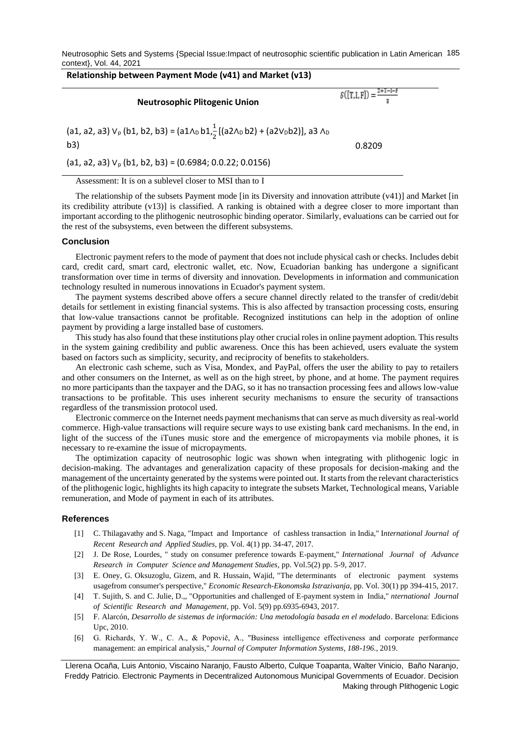**Relationship between Payment Mode (v41) and Market (v13)**

| Neutrosophic Plitogenic Union | $s([T,I,F]) = \frac{2+T-I-F}{3}$ |
|---|---|
| (a1, a2, a3) $\vee_p$ (b1, b2, b3) = (a1$\wedge_D$ b1,$\frac{1}{2}$ [(a2$\wedge_D$ b2) + (a2$\vee_D$b2)], a3 $\wedge_D$ b3) | 0.8209 |
| (a1, a2, a3) $\vee_p$ (b1, b2, b3) = (0.6984; 0.0.22; 0.0156) | |
| Assessment: It is on a sublevel closer to MSI than to I | |

The relationship of the subsets Payment mode [in its Diversity and innovation attribute (v41)] and Market [in its credibility attribute (v13)] is classified. A ranking is obtained with a degree closer to more important than important according to the plithogenic neutrosophic binding operator. Similarly, evaluations can be carried out for the rest of the subsystems, even between the different subsystems.

## Conclusion

Electronic payment refers to the mode of payment that does not include physical cash or checks. Includes debit card, credit card, smart card, electronic wallet, etc. Now, Ecuadorian banking has undergone a significant transformation over time in terms of diversity and innovation. Developments in information and communication technology resulted in numerous innovations in Ecuador's payment system.

The payment systems described above offers a secure channel directly related to the transfer of credit/debit details for settlement in existing financial systems. This is also affected by transaction processing costs, ensuring that low-value transactions cannot be profitable. Recognized institutions can help in the adoption of online payment by providing a large installed base of customers.

This study has also found that these institutions play other crucial roles in online payment adoption. This results in the system gaining credibility and public awareness. Once this has been achieved, users evaluate the system based on factors such as simplicity, security, and reciprocity of benefits to stakeholders.

An electronic cash scheme, such as Visa, Mondex, and PayPal, offers the user the ability to pay to retailers and other consumers on the Internet, as well as on the high street, by phone, and at home. The payment requires no more participants than the taxpayer and the DAG, so it has no transaction processing fees and allows low-value transactions to be profitable. This uses inherent security mechanisms to ensure the security of transactions regardless of the transmission protocol used.

Electronic commerce on the Internet needs payment mechanisms that can serve as much diversity as real-world commerce. High-value transactions will require secure ways to use existing bank card mechanisms. In the end, in light of the success of the iTunes music store and the emergence of micropayments via mobile phones, it is necessary to re-examine the issue of micropayments.

The optimization capacity of neutrosophic logic was shown when integrating with plithogenic logic in decision-making. The advantages and generalization capacity of these proposals for decision-making and the management of the uncertainty generated by the systems were pointed out. It starts from the relevant characteristics of the plithogenic logic, highlights its high capacity to integrate the subsets Market, Technological means, Variable remuneration, and Mode of payment in each of its attributes.

## References

[1] C. Thilagavathy and S. Naga, "Impact and Importance of cashless transaction in India," I*nternational Journal of Recent Research and Applied Studies,* pp. Vol. 4(1) pp. 34-47, 2017.

[2] J. De Rose, Lourdes, " study on consumer preference towards E-payment," *International Journal of Advance Research in Computer Science and Management Studies,* pp. Vol.5(2) pp. 5-9, 2017.

[3] E. Oney, G. Oksuzoglu, Gizem, and R. Hussain, Wajid, "The determinants of electronic payment systems usagefrom consumer's perspective," *Economic Research-Ekonomska Istrazivanja,* pp. Vol. 30(1) pp 394-415, 2017.

[4] T. Sujith, S. and C. Julie, D.,, "Opportunities and challenged of E-payment system in India," *nternational Journal of Scientific Research and Management,* pp. Vol. 5(9) pp.6935-6943, 2017.

[5] F. Alarcón, *Desarrollo de sistemas de información: Una metodología basada en el modelado*. Barcelona: Edicions Upc, 2010.

[6] G. Richards, Y. W., C. A., & Popovič, A., "Business intelligence effectiveness and corporate performance management: an empirical analysis," *Journal of Computer Information Systems, 188-196.,* 2019.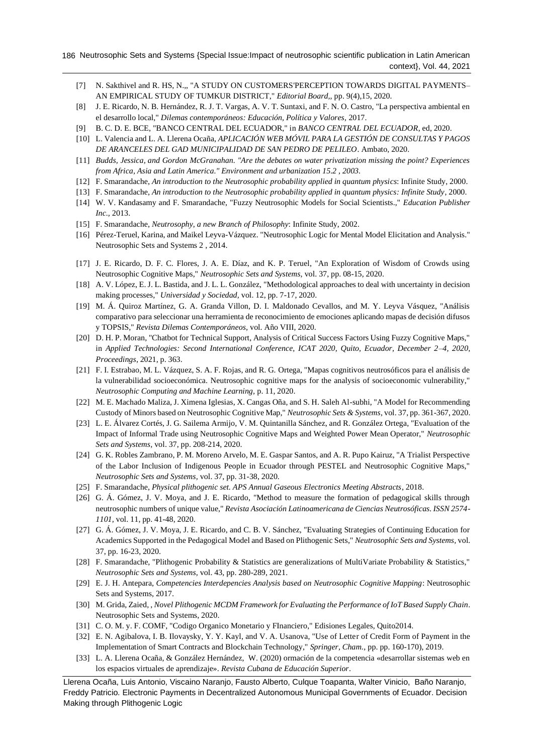[7] N. Sakthivel and R. HS, N.,, "A STUDY ON CUSTOMERS'PERCEPTION TOWARDS DIGITAL PAYMENTS– AN EMPIRICAL STUDY OF TUMKUR DISTRICT," *Editorial Board,*, pp. 9(4),15, 2020.

[8] J. E. Ricardo, N. B. Hernández, R. J. T. Vargas, A. V. T. Suntaxi, and F. N. O. Castro, "La perspectiva ambiental en el desarrollo local," *Dilemas contemporáneos: Educación, Política y Valores,* 2017.

[9] B. C. D. E. BCE, "BANCO CENTRAL DEL ECUADOR," in *BANCO CENTRAL DEL ECUADOR*, ed, 2020.

[10] L. Valencia and L. A. Llerena Ocaña, *APLICACIÓN WEB MÓVIL PARA LA GESTIÓN DE CONSULTAS Y PAGOS DE ARANCELES DEL GAD MUNICIPALIDAD DE SAN PEDRO DE PELILEO*. Ambato, 2020.

[11] *Budds, Jessica, and Gordon McGranahan. "Are the debates on water privatization missing the point? Experiences from Africa, Asia and Latin America." Environment and urbanization 15.2 , 2003.*

[12] F. Smarandache, *An introduction to the Neutrosophic probability applied in quantum physics*: Infinite Study, 2000.

[13] F. Smarandache, *An introduction to the Neutrosophic probability applied in quantum physics: Infinite Study*, 2000.

[14] W. V. Kandasamy and F. Smarandache, "Fuzzy Neutrosophic Models for Social Scientists.," *Education Publisher Inc.,* 2013.

[15] F. Smarandache, *Neutrosophy, a new Branch of Philosophy*: Infinite Study, 2002.

[16] Pérez-Teruel, Karina, and Maikel Leyva-Vázquez. "Neutrosophic Logic for Mental Model Elicitation and Analysis." Neutrosophic Sets and Systems 2 , 2014.

[17] J. E. Ricardo, D. F. C. Flores, J. A. E. Díaz, and K. P. Teruel, "An Exploration of Wisdom of Crowds using Neutrosophic Cognitive Maps," *Neutrosophic Sets and Systems,* vol. 37, pp. 08-15, 2020.

[18] A. V. López, E. J. L. Bastida, and J. L. L. González, "Methodological approaches to deal with uncertainty in decision making processes," *Universidad y Sociedad,* vol. 12, pp. 7-17, 2020.

[19] M. Á. Quiroz Martínez, G. A. Granda Villon, D. I. Maldonado Cevallos, and M. Y. Leyva Vásquez, "Análisis comparativo para seleccionar una herramienta de reconocimiento de emociones aplicando mapas de decisión difusos y TOPSIS," *Revista Dilemas Contemporáneos,* vol. Año VIII, 2020.

[20] D. H. P. Moran, "Chatbot for Technical Support, Analysis of Critical Success Factors Using Fuzzy Cognitive Maps," in *Applied Technologies: Second International Conference, ICAT 2020, Quito, Ecuador, December 2–4, 2020, Proceedings*, 2021, p. 363.

[21] F. I. Estrabao, M. L. Vázquez, S. A. F. Rojas, and R. G. Ortega, "Mapas cognitivos neutrosóficos para el análisis de la vulnerabilidad socioeconómica. Neutrosophic cognitive maps for the analysis of socioeconomic vulnerability," *Neutrosophic Computing and Machine Learning,* p. 11, 2020.

[22] M. E. Machado Maliza, J. Ximena Iglesias, X. Cangas Oña, and S. H. Saleh Al-subhi, "A Model for Recommending Custody of Minors based on Neutrosophic Cognitive Map," *Neutrosophic Sets & Systems,* vol. 37, pp. 361-367, 2020.

[23] L. E. Álvarez Cortés, J. G. Sailema Armijo, V. M. Quintanilla Sánchez, and R. González Ortega, "Evaluation of the Impact of Informal Trade using Neutrosophic Cognitive Maps and Weighted Power Mean Operator," *Neutrosophic Sets and Systems,* vol. 37, pp. 208-214, 2020.

[24] G. K. Robles Zambrano, P. M. Moreno Arvelo, M. E. Gaspar Santos, and A. R. Pupo Kairuz, "A Trialist Perspective of the Labor Inclusion of Indigenous People in Ecuador through PESTEL and Neutrosophic Cognitive Maps," *Neutrosophic Sets and Systems,* vol. 37, pp. 31-38, 2020.

[25] F. Smarandache, *Physical plithogenic set. APS Annual Gaseous Electronics Meeting Abstracts*, 2018.

[26] G. Á. Gómez, J. V. Moya, and J. E. Ricardo, "Method to measure the formation of pedagogical skills through neutrosophic numbers of unique value," *Revista Asociación Latinoamericana de Ciencias Neutrosóficas. ISSN 2574-1101,* vol. 11, pp. 41-48, 2020.

[27] G. Á. Gómez, J. V. Moya, J. E. Ricardo, and C. B. V. Sánchez, "Evaluating Strategies of Continuing Education for Academics Supported in the Pedagogical Model and Based on Plithogenic Sets," *Neutrosophic Sets and Systems,* vol. 37, pp. 16-23, 2020.

[28] F. Smarandache, "Plithogenic Probability & Statistics are generalizations of MultiVariate Probability & Statistics," *Neutrosophic Sets and Systems,* vol. 43, pp. 280-289, 2021.

[29] E. J. H. Antepara, *Competencies Interdepencies Analysis based on Neutrosophic Cognitive Mapping*: Neutrosophic Sets and Systems, 2017.

[30] M. Grida, Zaied, , *Novel Plithogenic MCDM Framework for Evaluating the Performance of IoT Based Supply Chain*. Neutrosophic Sets and Systems, 2020.

[31] C. O. M. y. F. COMF, "Codigo Organico Monetario y FInanciero," Edisiones Legales, Quito2014.

[32] E. N. Agibalova, I. B. Ilovaysky, Y. Y. Kayl, and V. A. Usanova, "Use of Letter of Credit Form of Payment in the Implementation of Smart Contracts and Blockchain Technology," *Springer, Cham.,* pp. pp. 160-170), 2019.

[33] L. A. Llerena Ocaña, & González Hernández, W. (2020) ormación de la competencia «desarrollar sistemas web en los espacios virtuales de aprendizaje». *Revista Cubana de Educación Superior*.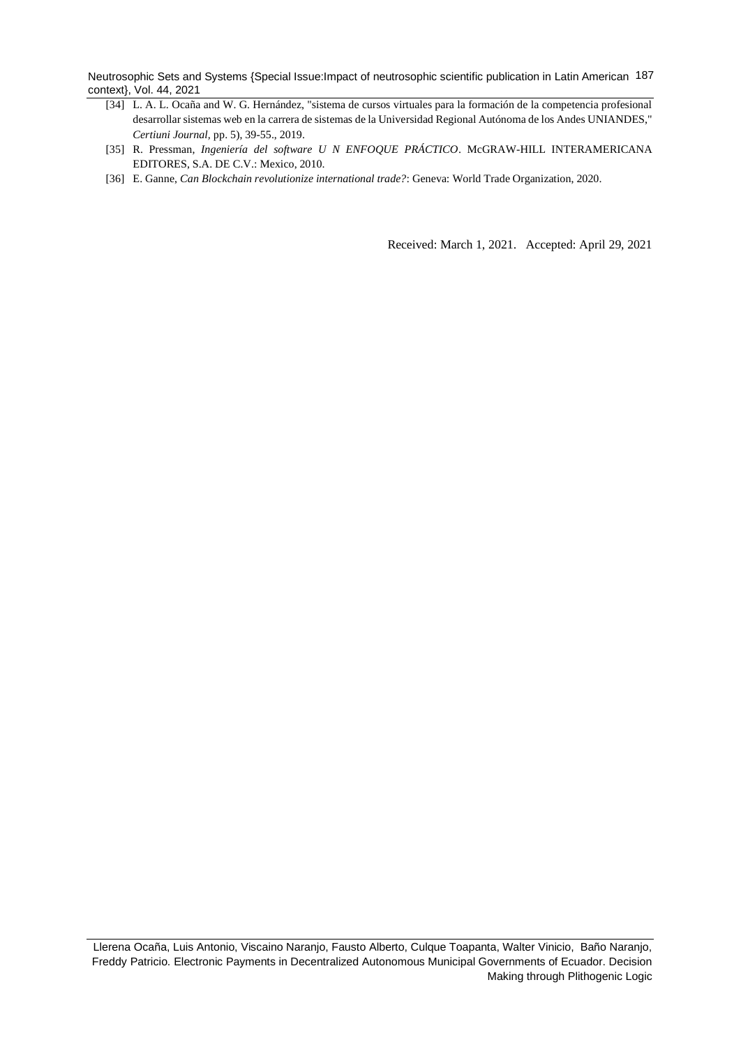[34] L. A. L. Ocaña and W. G. Hernández, "sistema de cursos virtuales para la formación de la competencia profesional desarrollar sistemas web en la carrera de sistemas de la Universidad Regional Autónoma de los Andes UNIANDES," *Certiuni Journal*, pp. 5), 39-55., 2019.

[35] R. Pressman, *Ingeniería del software U N ENFOQUE PRÁCTICO*. McGRAW-HILL INTERAMERICANA EDITORES, S.A. DE C.V.: Mexico, 2010.

[36] E. Ganne, *Can Blockchain revolutionize international trade?*: Geneva: World Trade Organization, 2020.

Received: March 1, 2021. Accepted: April 29, 2021